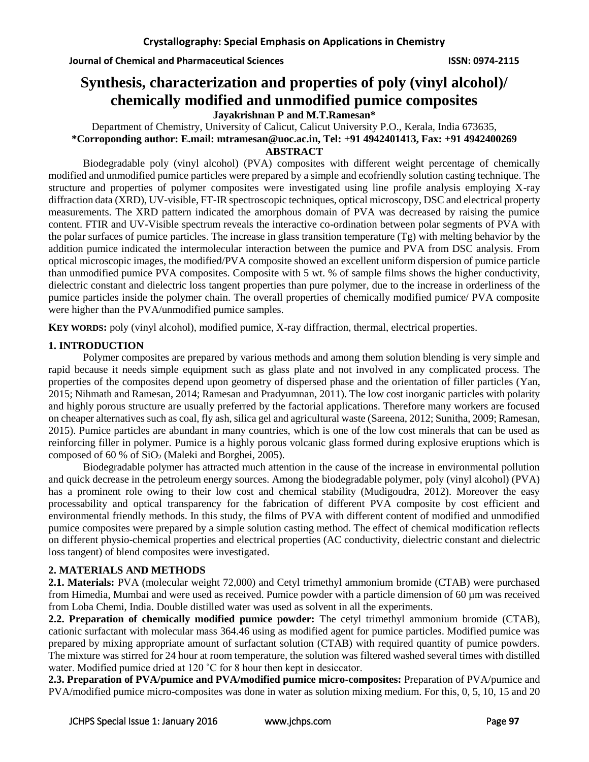# Synthesis, characterization and properties of poly (vinyl alcohol)/ chemically modified and unmodified pumice composites

**Jayakrishnan P and M.T.Ramesan***

Department of Chemistry, University of Calicut, Calicut University P.O., Kerala, India 673635,

***Corroponding author: E.mail: mtramesan@uoc.ac.in, Tel: +91 4942401413, Fax: +91 4942400269**

## ABSTRACT

Biodegradable poly (vinyl alcohol) (PVA) composites with different weight percentage of chemically modified and unmodified pumice particles were prepared by a simple and ecofriendly solution casting technique. The structure and properties of polymer composites were investigated using line profile analysis employing X-ray diffraction data (XRD), UV-visible, FT-IR spectroscopic techniques, optical microscopy, DSC and electrical property measurements. The XRD pattern indicated the amorphous domain of PVA was decreased by raising the pumice content. FTIR and UV-Visible spectrum reveals the interactive co-ordination between polar segments of PVA with the polar surfaces of pumice particles. The increase in glass transition temperature (Tg) with melting behavior by the addition pumice indicated the intermolecular interaction between the pumice and PVA from DSC analysis. From optical microscopic images, the modified/PVA composite showed an excellent uniform dispersion of pumice particle than unmodified pumice PVA composites. Composite with 5 wt. % of sample films shows the higher conductivity, dielectric constant and dielectric loss tangent properties than pure polymer, due to the increase in orderliness of the pumice particles inside the polymer chain. The overall properties of chemically modified pumice/ PVA composite were higher than the PVA/unmodified pumice samples.

**KEY WORDS:** poly (vinyl alcohol), modified pumice, X-ray diffraction, thermal, electrical properties.

## 1. INTRODUCTION

Polymer composites are prepared by various methods and among them solution blending is very simple and rapid because it needs simple equipment such as glass plate and not involved in any complicated process. The properties of the composites depend upon geometry of dispersed phase and the orientation of filler particles (Yan, 2015; Nihmath and Ramesan, 2014; Ramesan and Pradyumnan, 2011). The low cost inorganic particles with polarity and highly porous structure are usually preferred by the factorial applications. Therefore many workers are focused on cheaper alternatives such as coal, fly ash, silica gel and agricultural waste (Sareena, 2012; Sunitha, 2009; Ramesan, 2015). Pumice particles are abundant in many countries, which is one of the low cost minerals that can be used as reinforcing filler in polymer. Pumice is a highly porous volcanic glass formed during explosive eruptions which is composed of 60 % of $SiO_2$ (Maleki and Borghei, 2005).

Biodegradable polymer has attracted much attention in the cause of the increase in environmental pollution and quick decrease in the petroleum energy sources. Among the biodegradable polymer, poly (vinyl alcohol) (PVA) has a prominent role owing to their low cost and chemical stability (Mudigoudra, 2012). Moreover the easy processability and optical transparency for the fabrication of different PVA composite by cost efficient and environmental friendly methods. In this study, the films of PVA with different content of modified and unmodified pumice composites were prepared by a simple solution casting method. The effect of chemical modification reflects on different physio-chemical properties and electrical properties (AC conductivity, dielectric constant and dielectric loss tangent) of blend composites were investigated.

## 2. MATERIALS AND METHODS

**2.1. Materials:** PVA (molecular weight 72,000) and Cetyl trimethyl ammonium bromide (CTAB) were purchased from Himedia, Mumbai and were used as received. Pumice powder with a particle dimension of 60 µm was received from Loba Chemi, India. Double distilled water was used as solvent in all the experiments.

**2.2. Preparation of chemically modified pumice powder:** The cetyl trimethyl ammonium bromide (CTAB), cationic surfactant with molecular mass 364.46 using as modified agent for pumice particles. Modified pumice was prepared by mixing appropriate amount of surfactant solution (CTAB) with required quantity of pumice powders. The mixture was stirred for 24 hour at room temperature, the solution was filtered washed several times with distilled water. Modified pumice dried at 120 ˚C for 8 hour then kept in desiccator.

**2.3. Preparation of PVA/pumice and PVA/modified pumice micro-composites:** Preparation of PVA/pumice and PVA/modified pumice micro-composites was done in water as solution mixing medium. For this, 0, 5, 10, 15 and 20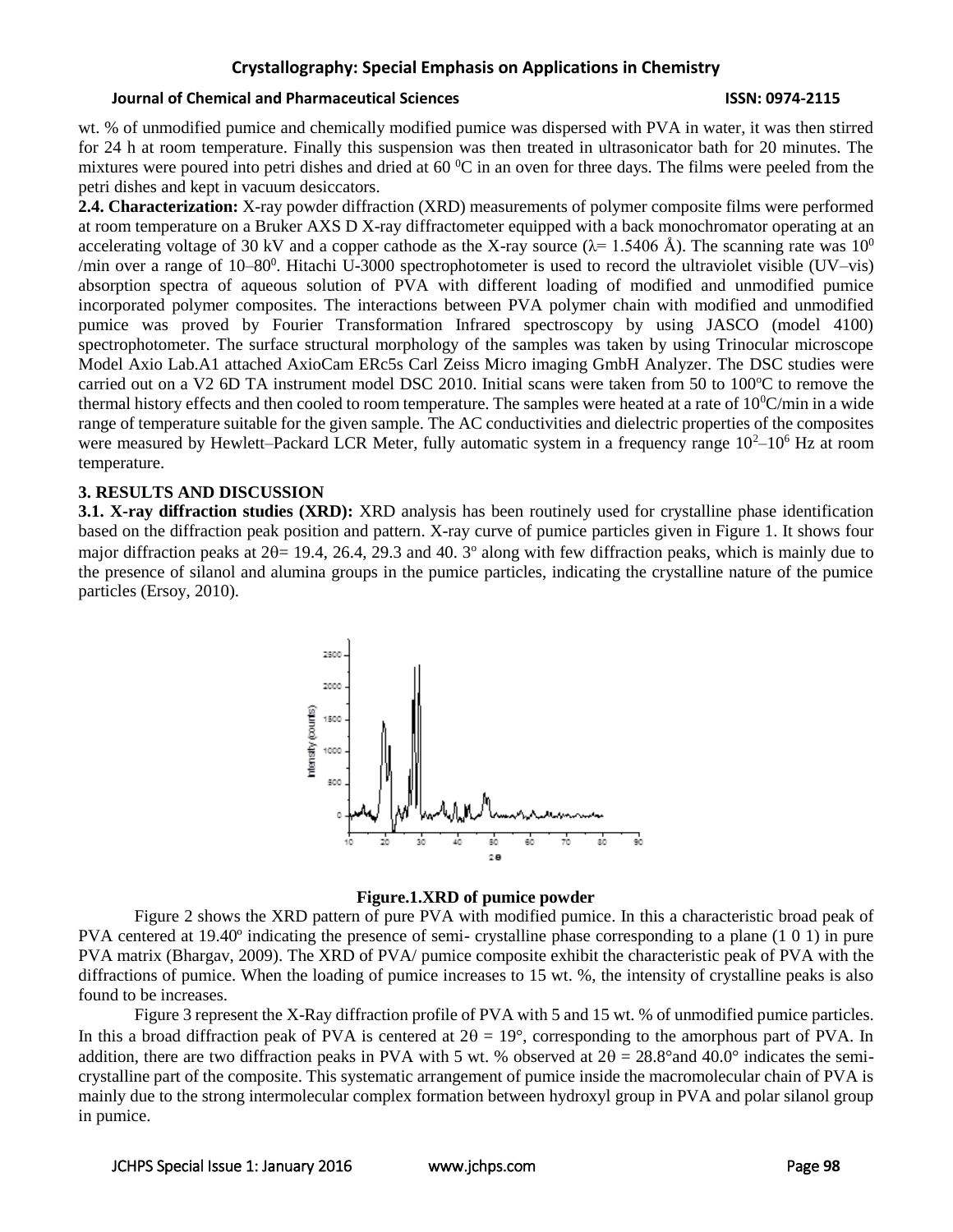wt. % of unmodified pumice and chemically modified pumice was dispersed with PVA in water, it was then stirred for 24 h at room temperature. Finally this suspension was then treated in ultrasonicator bath for 20 minutes. The mixtures were poured into petri dishes and dried at 60 $^0$C in an oven for three days. The films were peeled from the petri dishes and kept in vacuum desiccators.

**2.4. Characterization:** X-ray powder diffraction (XRD) measurements of polymer composite films were performed at room temperature on a Bruker AXS D X-ray diffractometer equipped with a back monochromator operating at an accelerating voltage of 30 kV and a copper cathode as the X-ray source (λ= 1.5406 Å). The scanning rate was $10^0$ /min over a range of 10–$80^0$. Hitachi U-3000 spectrophotometer is used to record the ultraviolet visible (UV–vis) absorption spectra of aqueous solution of PVA with different loading of modified and unmodified pumice incorporated polymer composites. The interactions between PVA polymer chain with modified and unmodified pumice was proved by Fourier Transformation Infrared spectroscopy by using JASCO (model 4100) spectrophotometer. The surface structural morphology of the samples was taken by using Trinocular microscope Model Axio Lab.A1 attached AxioCam ERc5s Carl Zeiss Micro imaging GmbH Analyzer. The DSC studies were carried out on a V2 6D TA instrument model DSC 2010. Initial scans were taken from 50 to 100ºC to remove the thermal history effects and then cooled to room temperature. The samples were heated at a rate of $10^0$C/min in a wide range of temperature suitable for the given sample. The AC conductivities and dielectric properties of the composites were measured by Hewlett–Packard LCR Meter, fully automatic system in a frequency range $10^2$–$10^6$ Hz at room temperature.

## 3. RESULTS AND DISCUSSION

**3.1. X-ray diffraction studies (XRD):** XRD analysis has been routinely used for crystalline phase identification based on the diffraction peak position and pattern. X-ray curve of pumice particles given in Figure 1. It shows four major diffraction peaks at 2θ= 19.4, 26.4, 29.3 and 40. 3º along with few diffraction peaks, which is mainly due to the presence of silanol and alumina groups in the pumice particles, indicating the crystalline nature of the pumice particles (Ersoy, 2010).

**Figure.1.XRD of pumice powder**

Figure 2 shows the XRD pattern of pure PVA with modified pumice. In this a characteristic broad peak of PVA centered at 19.40º indicating the presence of semi- crystalline phase corresponding to a plane (1 0 1) in pure PVA matrix (Bhargav, 2009). The XRD of PVA/ pumice composite exhibit the characteristic peak of PVA with the diffractions of pumice. When the loading of pumice increases to 15 wt. %, the intensity of crystalline peaks is also found to be increases.

Figure 3 represent the X-Ray diffraction profile of PVA with 5 and 15 wt. % of unmodified pumice particles. In this a broad diffraction peak of PVA is centered at 2θ = 19°, corresponding to the amorphous part of PVA. In addition, there are two diffraction peaks in PVA with 5 wt. % observed at 2θ = 28.8°and 40.0° indicates the semi-crystalline part of the composite. This systematic arrangement of pumice inside the macromolecular chain of PVA is mainly due to the strong intermolecular complex formation between hydroxyl group in PVA and polar silanol group in pumice.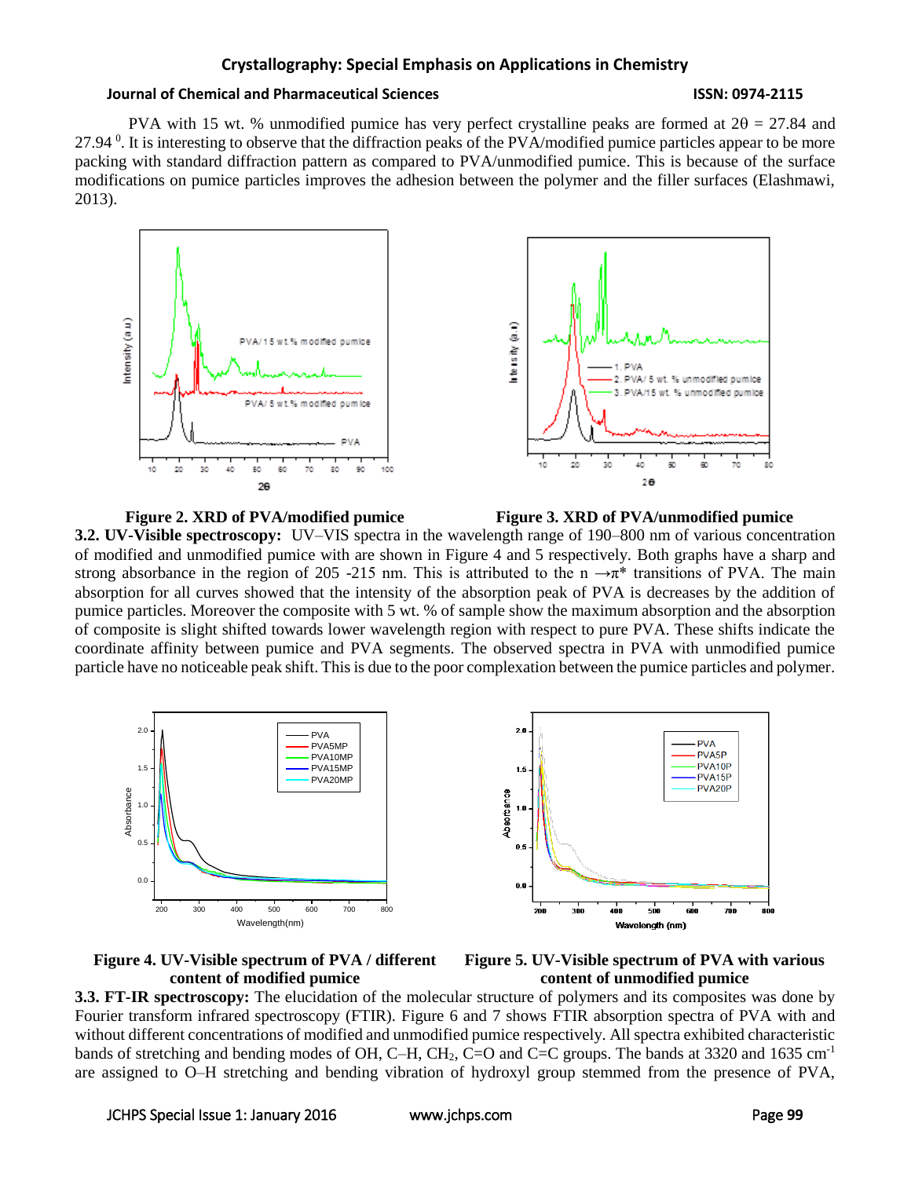PVA with 15 wt. % unmodified pumice has very perfect crystalline peaks are formed at 2θ = 27.84 and 27.94 $^{0}$. It is interesting to observe that the diffraction peaks of the PVA/modified pumice particles appear to be more packing with standard diffraction pattern as compared to PVA/unmodified pumice. This is because of the surface modifications on pumice particles improves the adhesion between the polymer and the filler surfaces (Elashmawi, 2013).

**Figure 2. XRD of PVA/modified pumice**

**Figure 3. XRD of PVA/unmodified pumice**

**3.2. UV-Visible spectroscopy:** UV–VIS spectra in the wavelength range of 190–800 nm of various concentration of modified and unmodified pumice with are shown in Figure 4 and 5 respectively. Both graphs have a sharp and strong absorbance in the region of 205 -215 nm. This is attributed to the n →π* transitions of PVA. The main absorption for all curves showed that the intensity of the absorption peak of PVA is decreases by the addition of pumice particles. Moreover the composite with 5 wt. % of sample show the maximum absorption and the absorption of composite is slight shifted towards lower wavelength region with respect to pure PVA. These shifts indicate the coordinate affinity between pumice and PVA segments. The observed spectra in PVA with unmodified pumice particle have no noticeable peak shift. This is due to the poor complexation between the pumice particles and polymer.

**Figure 4. UV-Visible spectrum of PVA / different content of modified pumice**

**Figure 5. UV-Visible spectrum of PVA with various content of unmodified pumice**

**3.3. FT-IR spectroscopy:** The elucidation of the molecular structure of polymers and its composites was done by Fourier transform infrared spectroscopy (FTIR). Figure 6 and 7 shows FTIR absorption spectra of PVA with and without different concentrations of modified and unmodified pumice respectively. All spectra exhibited characteristic bands of stretching and bending modes of OH, C–H, $CH_2$, C=O and C=C groups. The bands at 3320 and 1635 $cm^{-1}$ are assigned to O–H stretching and bending vibration of hydroxyl group stemmed from the presence of PVA,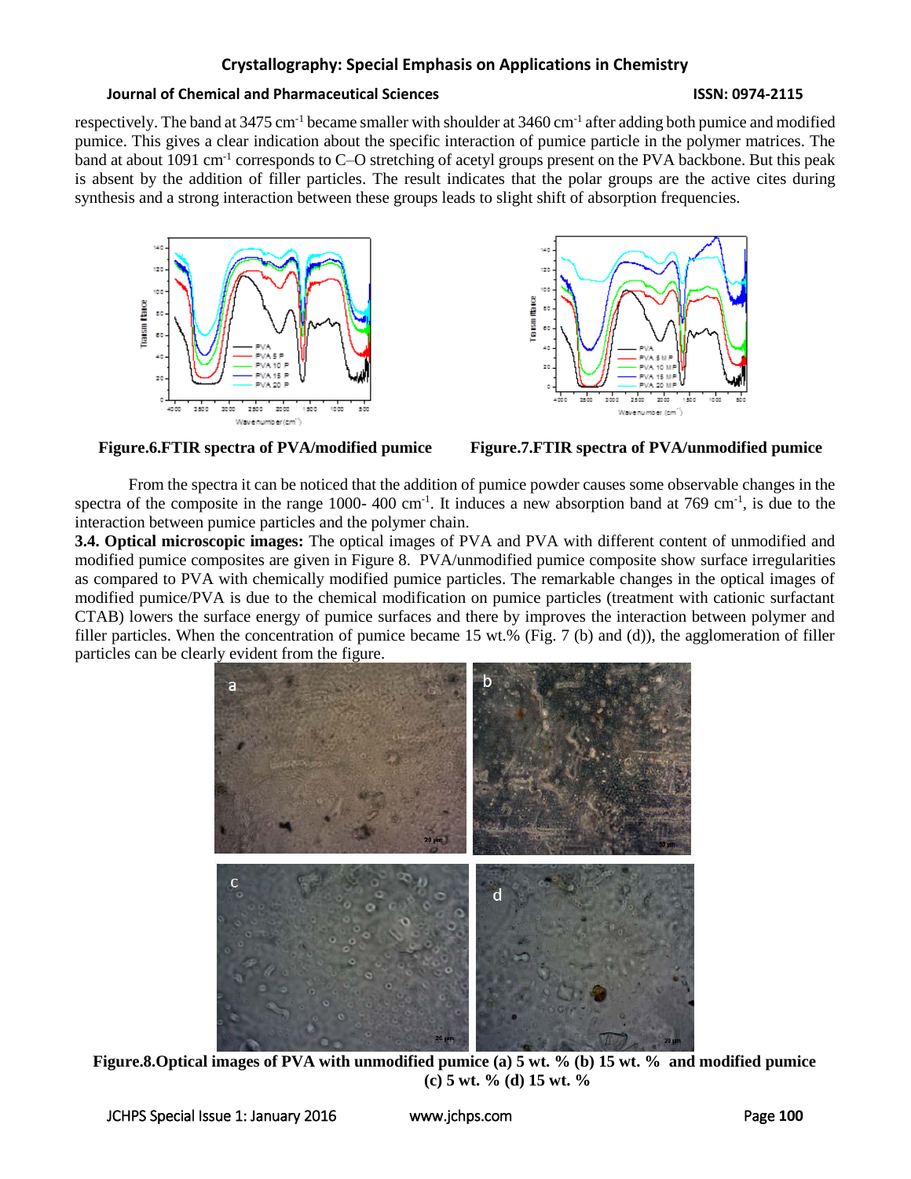respectively. The band at 3475 $cm^{-1}$ became smaller with shoulder at 3460 $cm^{-1}$ after adding both pumice and modified pumice. This gives a clear indication about the specific interaction of pumice particle in the polymer matrices. The band at about 1091 $cm^{-1}$ corresponds to C–O stretching of acetyl groups present on the PVA backbone. But this peak is absent by the addition of filler particles. The result indicates that the polar groups are the active cites during synthesis and a strong interaction between these groups leads to slight shift of absorption frequencies.

**Figure.6.FTIR spectra of PVA/modified pumice**

**Figure.7.FTIR spectra of PVA/unmodified pumice**

From the spectra it can be noticed that the addition of pumice powder causes some observable changes in the spectra of the composite in the range 1000- 400 $cm^{-1}$. It induces a new absorption band at 769 $cm^{-1}$, is due to the interaction between pumice particles and the polymer chain.

**3.4. Optical microscopic images:** The optical images of PVA and PVA with different content of unmodified and modified pumice composites are given in Figure 8. PVA/unmodified pumice composite show surface irregularities as compared to PVA with chemically modified pumice particles. The remarkable changes in the optical images of modified pumice/PVA is due to the chemical modification on pumice particles (treatment with cationic surfactant CTAB) lowers the surface energy of pumice surfaces and there by improves the interaction between polymer and filler particles. When the concentration of pumice became 15 wt.% (Fig. 7 (b) and (d)), the agglomeration of filler particles can be clearly evident from the figure.

**Figure.8.Optical images of PVA with unmodified pumice (a) 5 wt. % (b) 15 wt. % and modified pumice (c) 5 wt. % (d) 15 wt. %**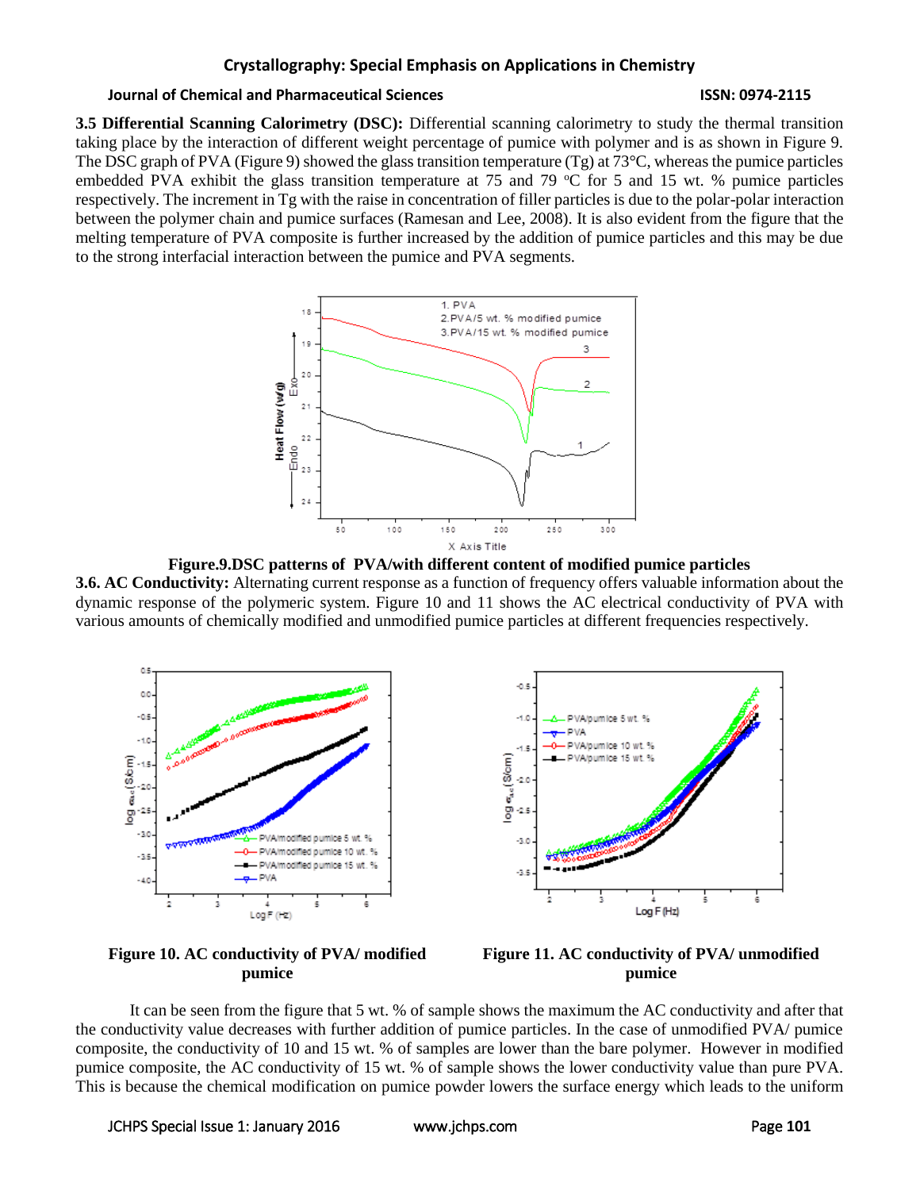**3.5 Differential Scanning Calorimetry (DSC):** Differential scanning calorimetry to study the thermal transition taking place by the interaction of different weight percentage of pumice with polymer and is as shown in Figure 9. The DSC graph of PVA (Figure 9) showed the glass transition temperature (Tg) at 73°C, whereas the pumice particles embedded PVA exhibit the glass transition temperature at 75 and 79 °C for 5 and 15 wt. % pumice particles respectively. The increment in Tg with the raise in concentration of filler particles is due to the polar-polar interaction between the polymer chain and pumice surfaces (Ramesan and Lee, 2008). It is also evident from the figure that the melting temperature of PVA composite is further increased by the addition of pumice particles and this may be due to the strong interfacial interaction between the pumice and PVA segments.

**Figure.9.DSC patterns of PVA/with different content of modified pumice particles**

**3.6. AC Conductivity:** Alternating current response as a function of frequency offers valuable information about the dynamic response of the polymeric system. Figure 10 and 11 shows the AC electrical conductivity of PVA with various amounts of chemically modified and unmodified pumice particles at different frequencies respectively.

**Figure 10. AC conductivity of PVA/ modified pumice**

**Figure 11. AC conductivity of PVA/ unmodified pumice**

It can be seen from the figure that 5 wt. % of sample shows the maximum the AC conductivity and after that the conductivity value decreases with further addition of pumice particles. In the case of unmodified PVA/ pumice composite, the conductivity of 10 and 15 wt. % of samples are lower than the bare polymer. However in modified pumice composite, the AC conductivity of 15 wt. % of sample shows the lower conductivity value than pure PVA. This is because the chemical modification on pumice powder lowers the surface energy which leads to the uniform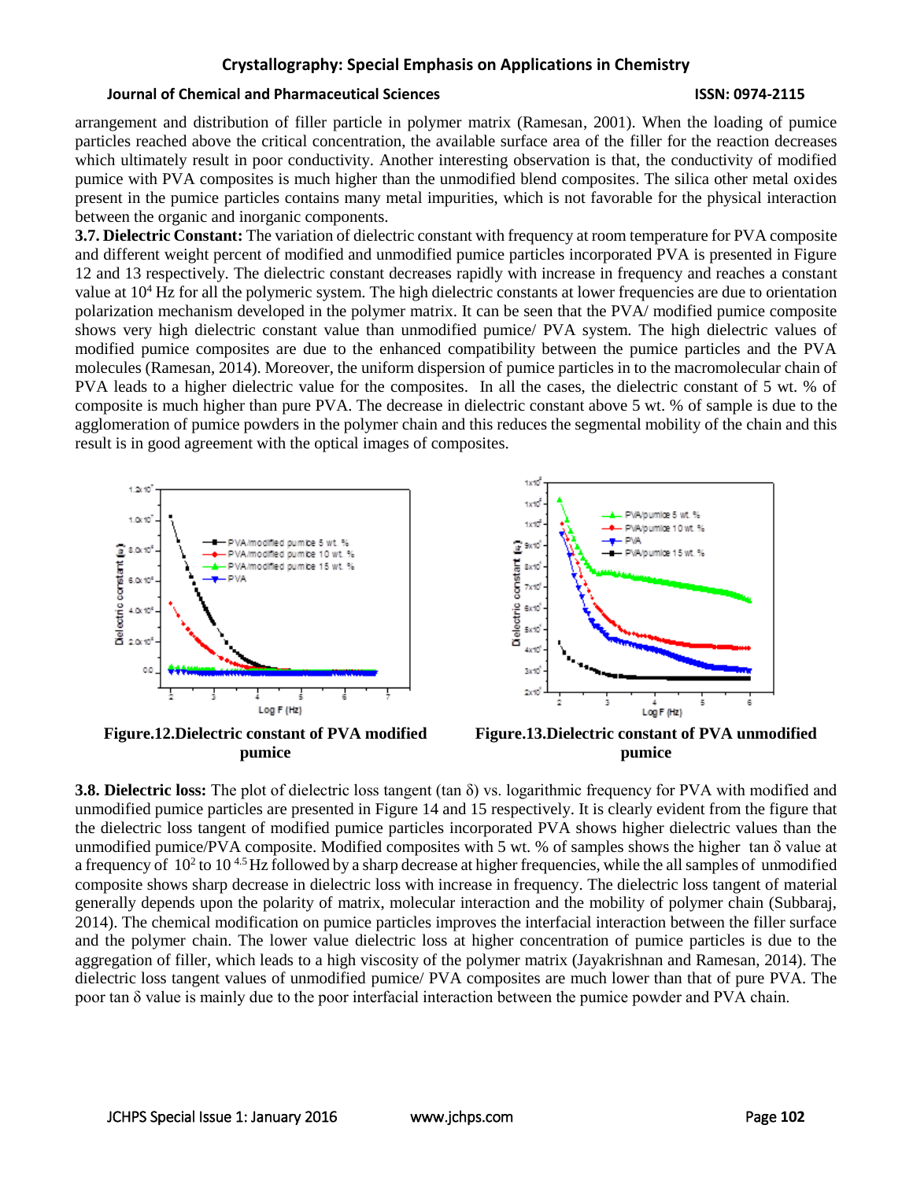arrangement and distribution of filler particle in polymer matrix (Ramesan, 2001). When the loading of pumice particles reached above the critical concentration, the available surface area of the filler for the reaction decreases which ultimately result in poor conductivity. Another interesting observation is that, the conductivity of modified pumice with PVA composites is much higher than the unmodified blend composites. The silica other metal oxides present in the pumice particles contains many metal impurities, which is not favorable for the physical interaction between the organic and inorganic components.

**3.7. Dielectric Constant:** The variation of dielectric constant with frequency at room temperature for PVA composite and different weight percent of modified and unmodified pumice particles incorporated PVA is presented in Figure 12 and 13 respectively. The dielectric constant decreases rapidly with increase in frequency and reaches a constant value at $10^4$ Hz for all the polymeric system. The high dielectric constants at lower frequencies are due to orientation polarization mechanism developed in the polymer matrix. It can be seen that the PVA/ modified pumice composite shows very high dielectric constant value than unmodified pumice/ PVA system. The high dielectric values of modified pumice composites are due to the enhanced compatibility between the pumice particles and the PVA molecules (Ramesan, 2014). Moreover, the uniform dispersion of pumice particles in to the macromolecular chain of PVA leads to a higher dielectric value for the composites. In all the cases, the dielectric constant of 5 wt. % of composite is much higher than pure PVA. The decrease in dielectric constant above 5 wt. % of sample is due to the agglomeration of pumice powders in the polymer chain and this reduces the segmental mobility of the chain and this result is in good agreement with the optical images of composites.

**Figure.12.Dielectric constant of PVA modified pumice**

**Figure.13.Dielectric constant of PVA unmodified pumice**

**3.8. Dielectric loss:** The plot of dielectric loss tangent (tan δ) vs. logarithmic frequency for PVA with modified and unmodified pumice particles are presented in Figure 14 and 15 respectively. It is clearly evident from the figure that the dielectric loss tangent of modified pumice particles incorporated PVA shows higher dielectric values than the unmodified pumice/PVA composite. Modified composites with 5 wt. % of samples shows the higher tan δ value at a frequency of $10^2$ to $10^{4.5}$ Hz followed by a sharp decrease at higher frequencies, while the all samples of unmodified composite shows sharp decrease in dielectric loss with increase in frequency. The dielectric loss tangent of material generally depends upon the polarity of matrix, molecular interaction and the mobility of polymer chain (Subbaraj, 2014). The chemical modification on pumice particles improves the interfacial interaction between the filler surface and the polymer chain. The lower value dielectric loss at higher concentration of pumice particles is due to the aggregation of filler, which leads to a high viscosity of the polymer matrix (Jayakrishnan and Ramesan, 2014). The dielectric loss tangent values of unmodified pumice/ PVA composites are much lower than that of pure PVA. The poor tan δ value is mainly due to the poor interfacial interaction between the pumice powder and PVA chain.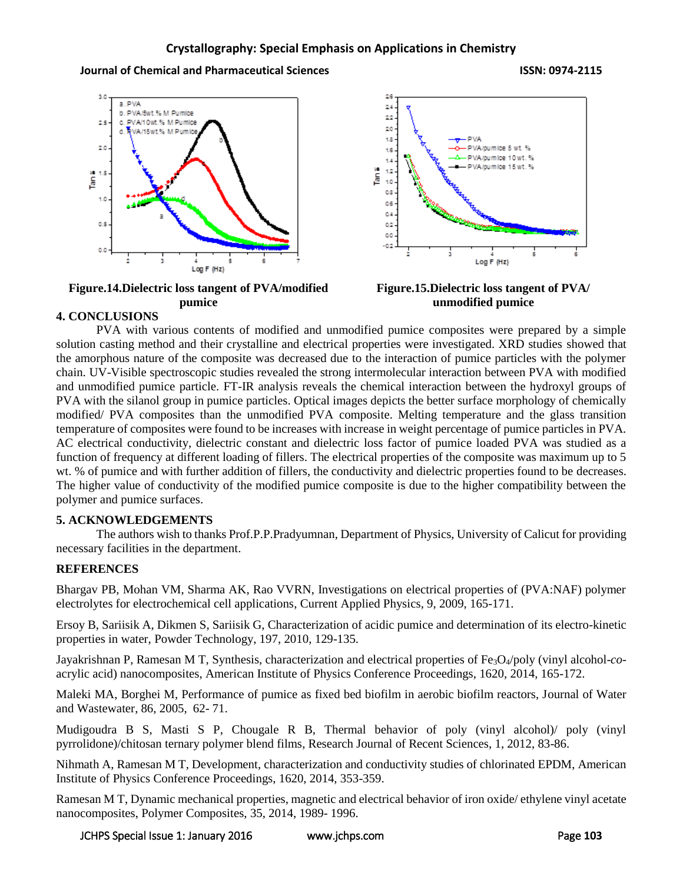**Figure.14.Dielectric loss tangent of PVA/modified pumice**

**Figure.15.Dielectric loss tangent of PVA/ unmodified pumice**

## 4. CONCLUSIONS

PVA with various contents of modified and unmodified pumice composites were prepared by a simple solution casting method and their crystalline and electrical properties were investigated. XRD studies showed that the amorphous nature of the composite was decreased due to the interaction of pumice particles with the polymer chain. UV-Visible spectroscopic studies revealed the strong intermolecular interaction between PVA with modified and unmodified pumice particle. FT-IR analysis reveals the chemical interaction between the hydroxyl groups of PVA with the silanol group in pumice particles. Optical images depicts the better surface morphology of chemically modified/ PVA composites than the unmodified PVA composite. Melting temperature and the glass transition temperature of composites were found to be increases with increase in weight percentage of pumice particles in PVA. AC electrical conductivity, dielectric constant and dielectric loss factor of pumice loaded PVA was studied as a function of frequency at different loading of fillers. The electrical properties of the composite was maximum up to 5 wt. % of pumice and with further addition of fillers, the conductivity and dielectric properties found to be decreases. The higher value of conductivity of the modified pumice composite is due to the higher compatibility between the polymer and pumice surfaces.

## 5. ACKNOWLEDGEMENTS

The authors wish to thanks Prof.P.P.Pradyumnan, Department of Physics, University of Calicut for providing necessary facilities in the department.

## REFERENCES

Bhargav PB, Mohan VM, Sharma AK, Rao VVRN, Investigations on electrical properties of (PVA:NAF) polymer electrolytes for electrochemical cell applications, Current Applied Physics, 9, 2009, 165-171.

Ersoy B, Sariisik A, Dikmen S, Sariisik G, Characterization of acidic pumice and determination of its electro-kinetic properties in water, Powder Technology, 197, 2010, 129-135.

Jayakrishnan P, Ramesan M T, Synthesis, characterization and electrical properties of $Fe_3O_4$/poly (vinyl alcohol-*co*-acrylic acid) nanocomposites, American Institute of Physics Conference Proceedings, 1620, 2014, 165-172.

Maleki MA, Borghei M, Performance of pumice as fixed bed biofilm in aerobic biofilm reactors, Journal of Water and Wastewater, 86, 2005, 62- 71.

Mudigoudra B S, Masti S P, Chougale R B, Thermal behavior of poly (vinyl alcohol)/ poly (vinyl pyrrolidone)/chitosan ternary polymer blend films, Research Journal of Recent Sciences, 1, 2012, 83-86.

Nihmath A, Ramesan M T, Development, characterization and conductivity studies of chlorinated EPDM, American Institute of Physics Conference Proceedings, 1620, 2014, 353-359.

Ramesan M T, Dynamic mechanical properties, magnetic and electrical behavior of iron oxide/ ethylene vinyl acetate nanocomposites, Polymer Composites, 35, 2014, 1989- 1996.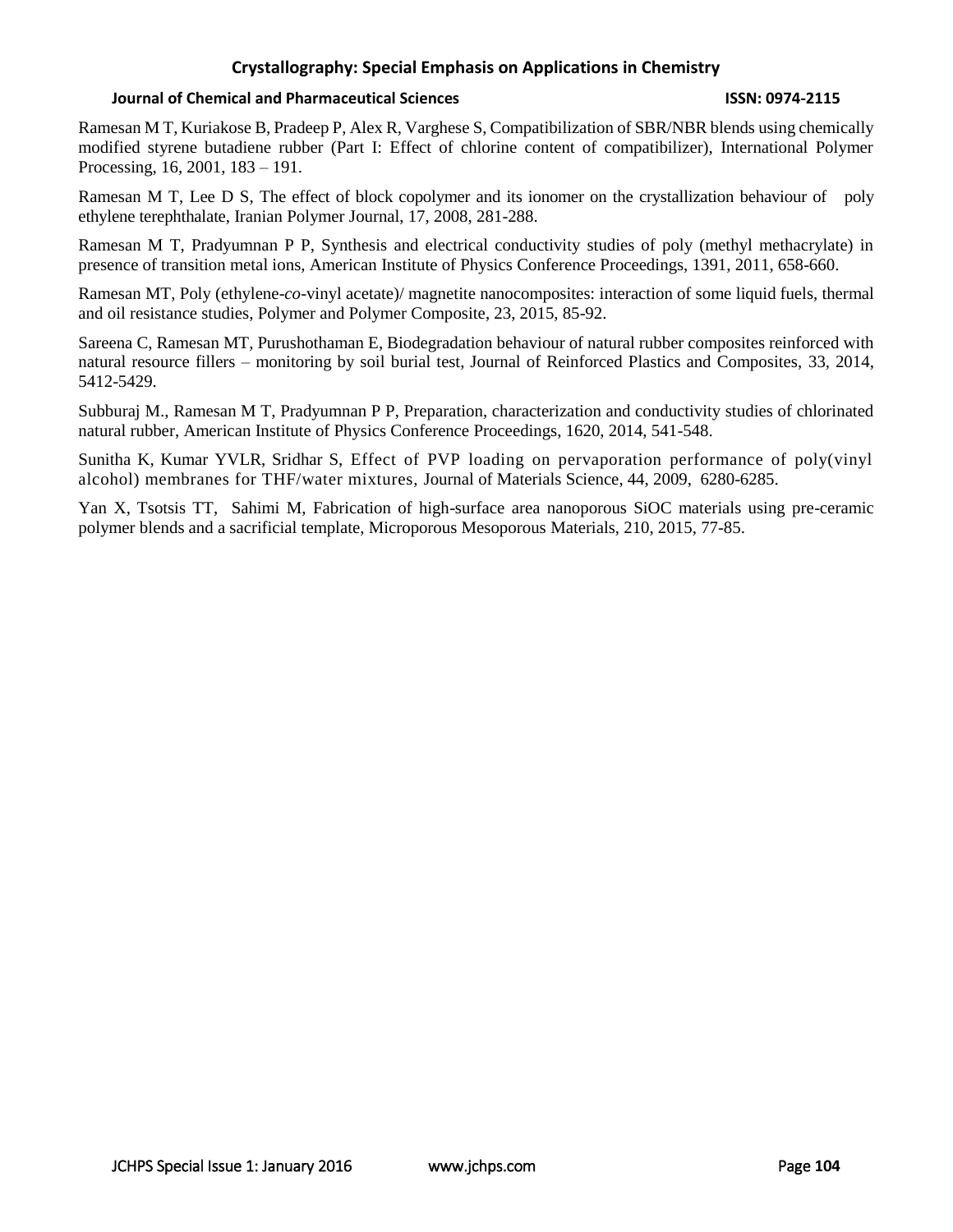Ramesan M T, Kuriakose B, Pradeep P, Alex R, Varghese S, Compatibilization of SBR/NBR blends using chemically modified styrene butadiene rubber (Part I: Effect of chlorine content of compatibilizer), International Polymer Processing, 16, 2001, 183 – 191.

Ramesan M T, Lee D S, The effect of block copolymer and its ionomer on the crystallization behaviour of poly ethylene terephthalate, Iranian Polymer Journal, 17, 2008, 281-288.

Ramesan M T, Pradyumnan P P, Synthesis and electrical conductivity studies of poly (methyl methacrylate) in presence of transition metal ions, American Institute of Physics Conference Proceedings, 1391, 2011, 658-660.

Ramesan MT, Poly (ethylene-*co*-vinyl acetate)/ magnetite nanocomposites: interaction of some liquid fuels, thermal and oil resistance studies, Polymer and Polymer Composite, 23, 2015, 85-92.

Sareena C, Ramesan MT, Purushothaman E, Biodegradation behaviour of natural rubber composites reinforced with natural resource fillers – monitoring by soil burial test, Journal of Reinforced Plastics and Composites, 33, 2014, 5412-5429.

Subburaj M., Ramesan M T, Pradyumnan P P, Preparation, characterization and conductivity studies of chlorinated natural rubber, American Institute of Physics Conference Proceedings, 1620, 2014, 541-548.

Sunitha K, Kumar YVLR, Sridhar S, Effect of PVP loading on pervaporation performance of poly(vinyl alcohol) membranes for THF/water mixtures, Journal of Materials Science, 44, 2009, 6280-6285.

Yan X, Tsotsis TT, Sahimi M, Fabrication of high-surface area nanoporous SiOC materials using pre-ceramic polymer blends and a sacrificial template, Microporous Mesoporous Materials, 210, 2015, 77-85.